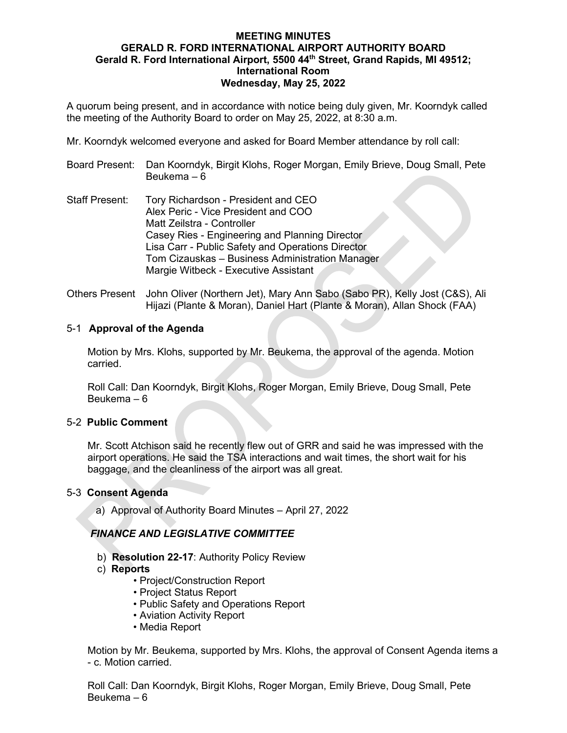# MEETING MINUTES
## GERALD R. FORD INTERNATIONAL AIRPORT AUTHORITY BOARD
### Gerald R. Ford International Airport, 5500 44th Street, Grand Rapids, MI 49512; International Room
### Wednesday, May 25, 2022

A quorum being present, and in accordance with notice being duly given, Mr. Koorndyk called the meeting of the Authority Board to order on May 25, 2022, at 8:30 a.m.

Mr. Koorndyk welcomed everyone and asked for Board Member attendance by roll call:

Board Present: Dan Koorndyk, Birgit Klohs, Roger Morgan, Emily Brieve, Doug Small, Pete Beukema – 6

Staff Present:
Tory Richardson - President and CEO
Alex Peric - Vice President and COO
Matt Zeilstra - Controller
Casey Ries - Engineering and Planning Director
Lisa Carr - Public Safety and Operations Director
Tom Cizauskas – Business Administration Manager
Margie Witbeck - Executive Assistant

Others Present John Oliver (Northern Jet), Mary Ann Sabo (Sabo PR), Kelly Jost (C&S), Ali Hijazi (Plante & Moran), Daniel Hart (Plante & Moran), Allan Shock (FAA)

## 5-1 Approval of the Agenda

Motion by Mrs. Klohs, supported by Mr. Beukema, the approval of the agenda. Motion carried.

Roll Call: Dan Koorndyk, Birgit Klohs, Roger Morgan, Emily Brieve, Doug Small, Pete Beukema – 6

## 5-2 Public Comment

Mr. Scott Atchison said he recently flew out of GRR and said he was impressed with the airport operations. He said the TSA interactions and wait times, the short wait for his baggage, and the cleanliness of the airport was all great.

## 5-3 Consent Agenda

a) Approval of Authority Board Minutes – April 27, 2022

***FINANCE AND LEGISLATIVE COMMITTEE***

b) **Resolution 22-17**: Authority Policy Review
c) **Reports**
- Project/Construction Report
- Project Status Report
- Public Safety and Operations Report
- Aviation Activity Report
- Media Report

Motion by Mr. Beukema, supported by Mrs. Klohs, the approval of Consent Agenda items a - c. Motion carried.

Roll Call: Dan Koorndyk, Birgit Klohs, Roger Morgan, Emily Brieve, Doug Small, Pete Beukema – 6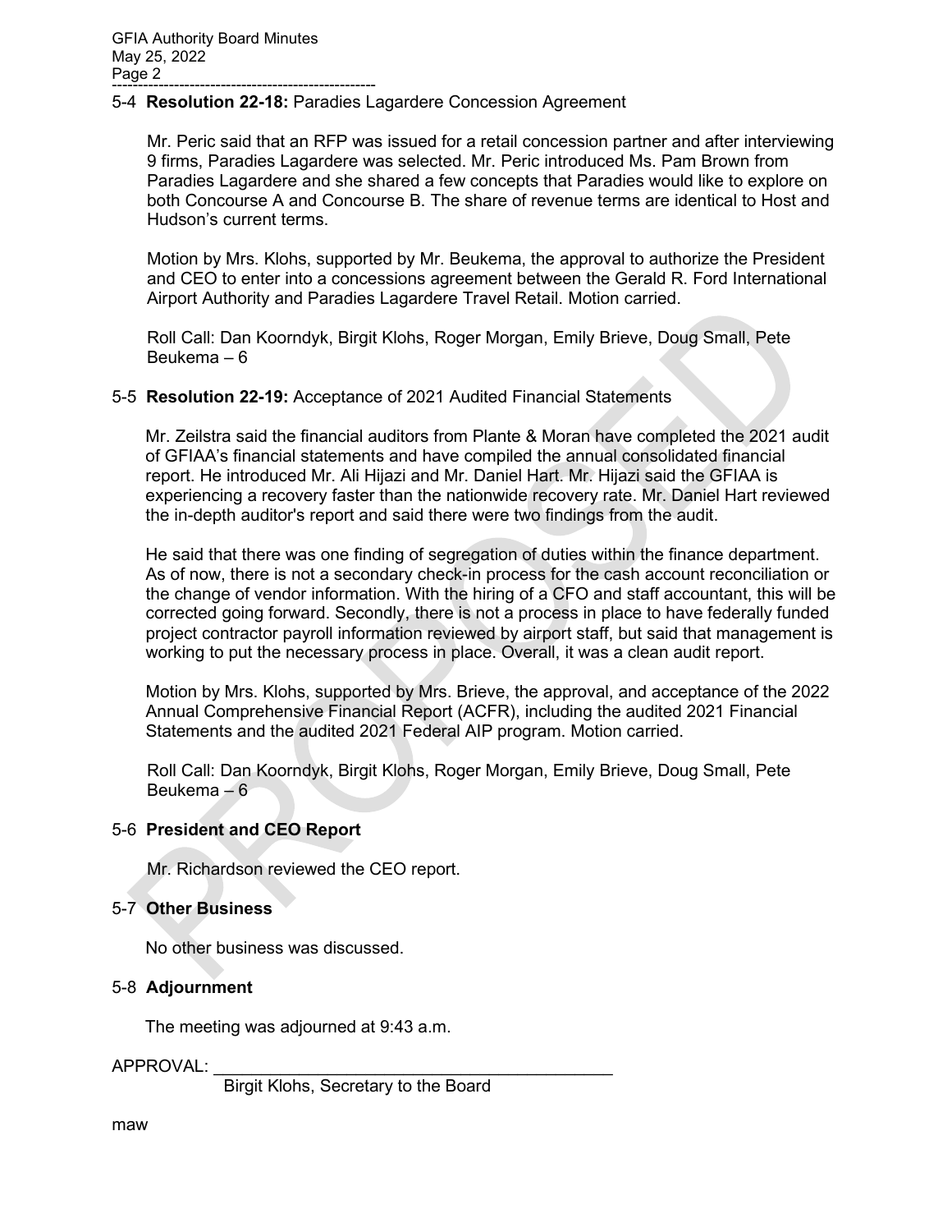### 5-4 **Resolution 22-18:** Paradies Lagardere Concession Agreement

Mr. Peric said that an RFP was issued for a retail concession partner and after interviewing 9 firms, Paradies Lagardere was selected. Mr. Peric introduced Ms. Pam Brown from Paradies Lagardere and she shared a few concepts that Paradies would like to explore on both Concourse A and Concourse B. The share of revenue terms are identical to Host and Hudson's current terms.

Motion by Mrs. Klohs, supported by Mr. Beukema, the approval to authorize the President and CEO to enter into a concessions agreement between the Gerald R. Ford International Airport Authority and Paradies Lagardere Travel Retail. Motion carried.

Roll Call: Dan Koorndyk, Birgit Klohs, Roger Morgan, Emily Brieve, Doug Small, Pete Beukema – 6

### 5-5 **Resolution 22-19:** Acceptance of 2021 Audited Financial Statements

Mr. Zeilstra said the financial auditors from Plante & Moran have completed the 2021 audit of GFIAA's financial statements and have compiled the annual consolidated financial report. He introduced Mr. Ali Hijazi and Mr. Daniel Hart. Mr. Hijazi said the GFIAA is experiencing a recovery faster than the nationwide recovery rate. Mr. Daniel Hart reviewed the in-depth auditor's report and said there were two findings from the audit.

He said that there was one finding of segregation of duties within the finance department. As of now, there is not a secondary check-in process for the cash account reconciliation or the change of vendor information. With the hiring of a CFO and staff accountant, this will be corrected going forward. Secondly, there is not a process in place to have federally funded project contractor payroll information reviewed by airport staff, but said that management is working to put the necessary process in place. Overall, it was a clean audit report.

Motion by Mrs. Klohs, supported by Mrs. Brieve, the approval, and acceptance of the 2022 Annual Comprehensive Financial Report (ACFR), including the audited 2021 Financial Statements and the audited 2021 Federal AIP program. Motion carried.

Roll Call: Dan Koorndyk, Birgit Klohs, Roger Morgan, Emily Brieve, Doug Small, Pete Beukema – 6

### 5-6 **President and CEO Report**

Mr. Richardson reviewed the CEO report.

### 5-7 **Other Business**

No other business was discussed.

### 5-8 **Adjournment**

The meeting was adjourned at 9:43 a.m.

APPROVAL: ___________________________________________
Birgit Klohs, Secretary to the Board

maw